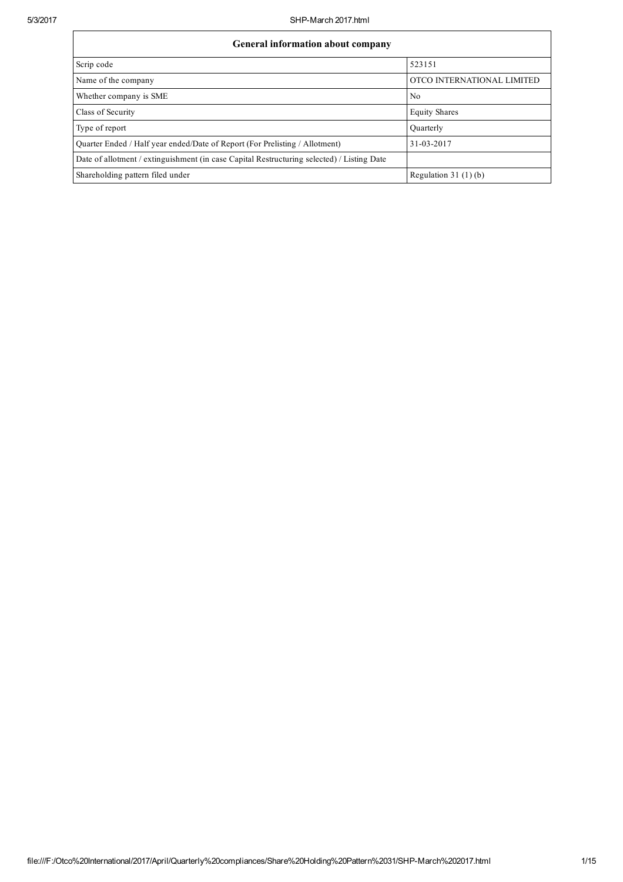| General information about company | |
|---|---|
| Scrip code | 523151 |
| Name of the company | OTCO INTERNATIONAL LIMITED |
| Whether company is SME | No |
| Class of Security | Equity Shares |
| Type of report | Quarterly |
| Quarter Ended / Half year ended/Date of Report (For Prelisting / Allotment) | 31-03-2017 |
| Date of allotment / extinguishment (in case Capital Restructuring selected) / Listing Date | |
| Shareholding pattern filed under | Regulation 31 (1) (b) |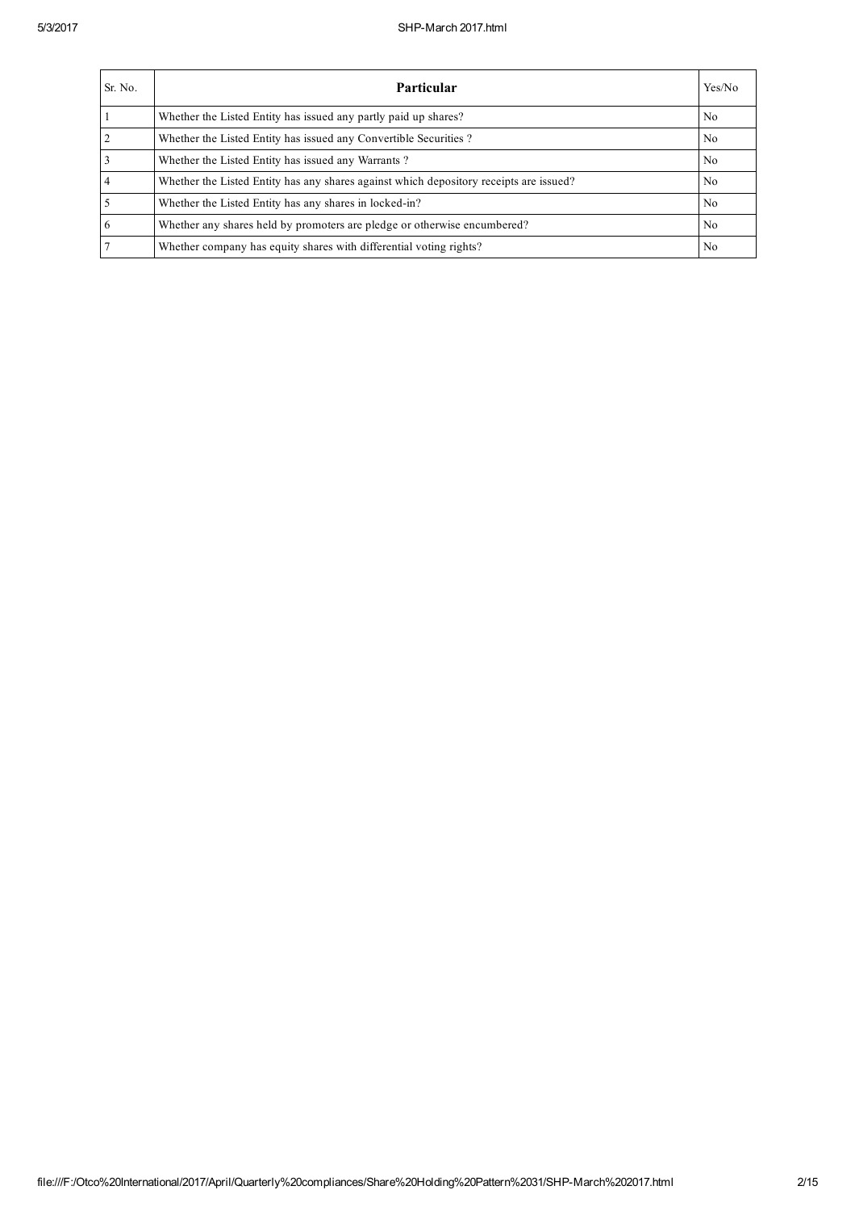| Sr. No. | Particular | Yes/No |
|---|---|---|
| 1 | Whether the Listed Entity has issued any partly paid up shares? | No |
| 2 | Whether the Listed Entity has issued any Convertible Securities ? | No |
| 3 | Whether the Listed Entity has issued any Warrants ? | No |
| 4 | Whether the Listed Entity has any shares against which depository receipts are issued? | No |
| 5 | Whether the Listed Entity has any shares in locked-in? | No |
| 6 | Whether any shares held by promoters are pledge or otherwise encumbered? | No |
| 7 | Whether company has equity shares with differential voting rights? | No |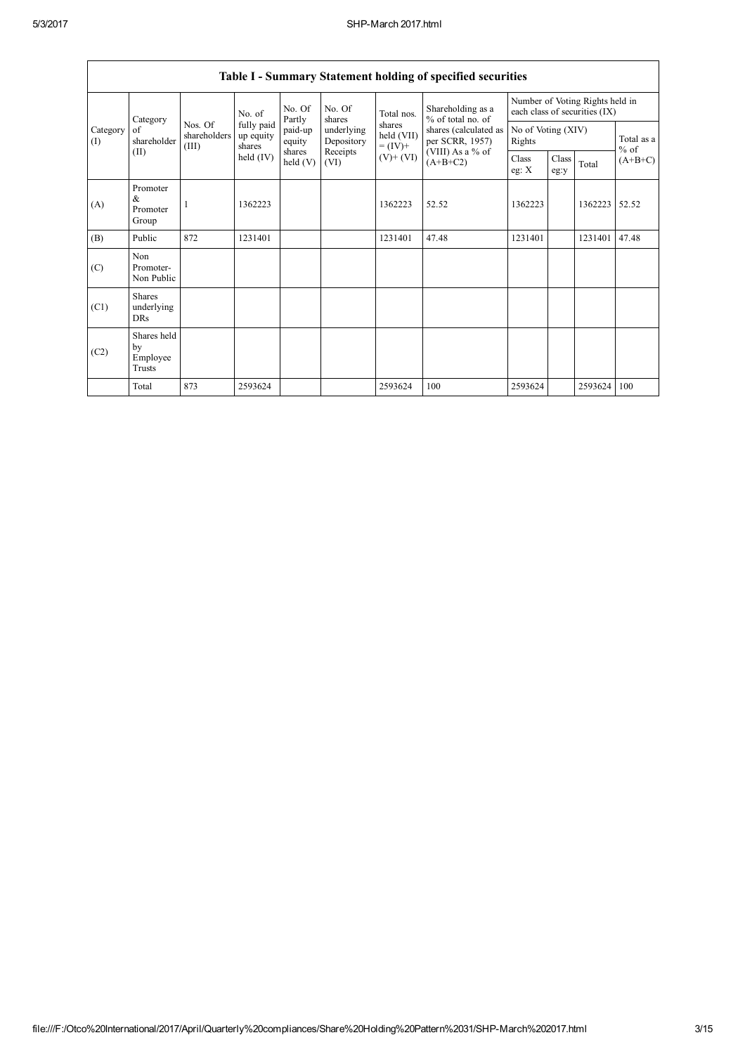| Table I - Summary Statement holding of specified securities | | | | | | | | | | | | |
|---|---|---|---|---|---|---|---|---|---|---|---|---|
| Category (I) | Category of shareholder (II) | Nos. Of shareholders (III) | No. of fully paid up equity shares held (IV) | No. Of Partly paid-up equity shares held (V) | No. Of shares underlying Depository Receipts (VI) | Total nos. shares held (VII) = (IV)+ (V)+ (VI) | Shareholding as a % of total no. of shares (calculated as per SCRR, 1957) (VIII) As a % of (A+B+C2) | Number of Voting Rights held in each class of securities (IX) | | | |
| | | | | | | | | No of Voting (XIV) Rights | | | Total as a % of (A+B+C) |
| | | | | | | | | Class eg: X | Class eg:y | Total | |
| (A) | Promoter & Promoter Group | 1 | 1362223 | | | 1362223 | 52.52 | 1362223 | | 1362223 | 52.52 |
| (B) | Public | 872 | 1231401 | | | 1231401 | 47.48 | 1231401 | | 1231401 | 47.48 |
| (C) | Non Promoter- Non Public | | | | | | | | | | |
| (C1) | Shares underlying DRs | | | | | | | | | | |
| (C2) | Shares held by Employee Trusts | | | | | | | | | | |
| | Total | 873 | 2593624 | | | 2593624 | 100 | 2593624 | | 2593624 | 100 |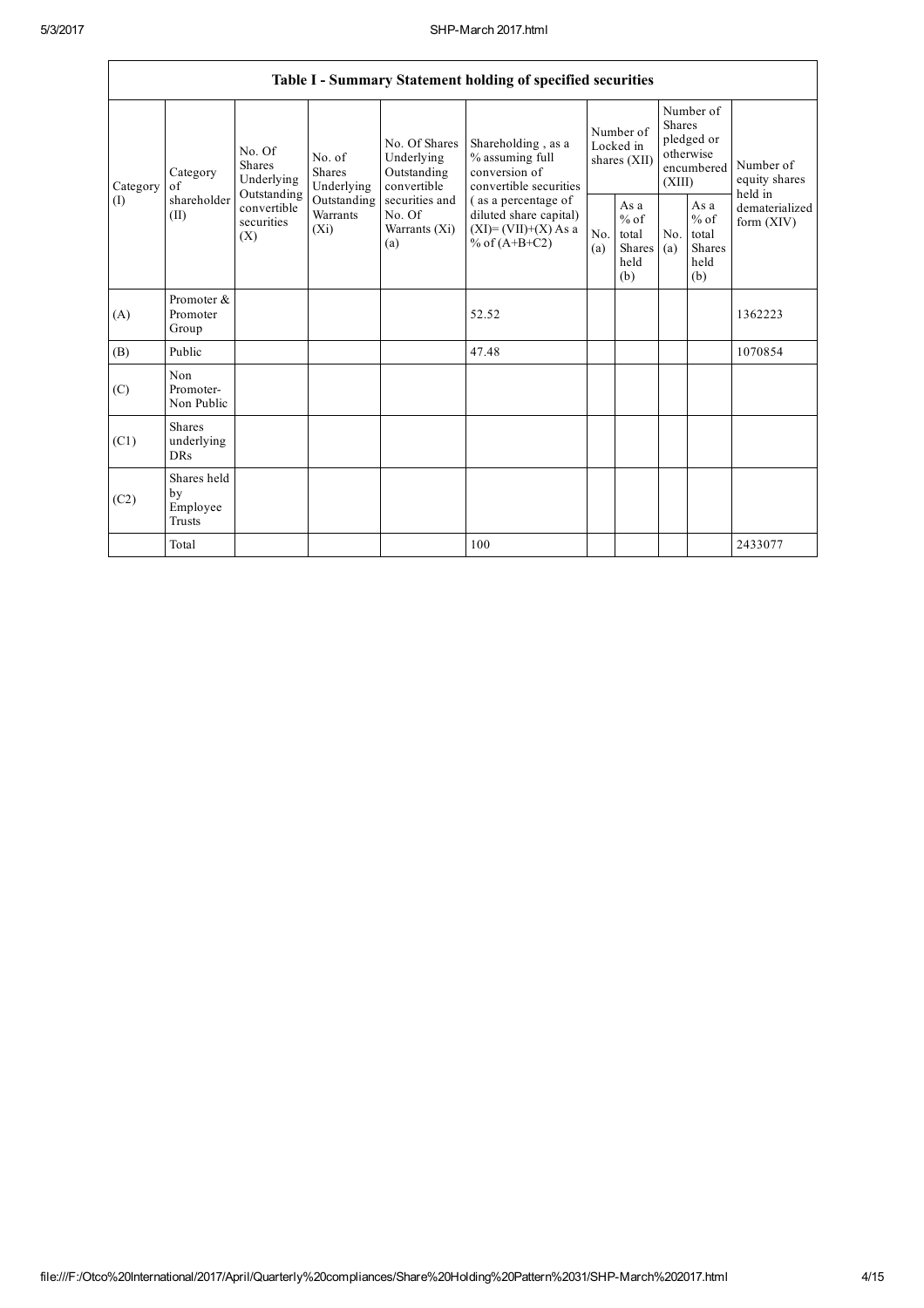| Table I - Summary Statement holding of specified securities | | | | | | | | | | | |
|---|---|---|---|---|---|---|---|---|---|---|---|
| Category (I) | Category of shareholder (II) | No. Of Shares Underlying Outstanding convertible securities (X) | No. of Shares Underlying Outstanding Warrants (Xi) | No. Of Shares Underlying Outstanding convertible securities and No. Of Warrants (Xi) (a) | Shareholding , as a % assuming full conversion of convertible securities ( as a percentage of diluted share capital) (XI)= (VII)+(X) As a % of (A+B+C2) | Number of Locked in shares (XII) | | Number of Shares pledged or otherwise encumbered (XIII) | | Number of equity shares held in dematerialized form (XIV) |
| | | | | | | No. (a) | As a % of total Shares held (b) | No. (a) | As a % of total Shares held (b) | |
| (A) | Promoter & Promoter Group | | | | 52.52 | | | | | 1362223 |
| (B) | Public | | | | 47.48 | | | | | 1070854 |
| (C) | Non Promoter- Non Public | | | | | | | | | |
| (C1) | Shares underlying DRs | | | | | | | | | |
| (C2) | Shares held by Employee Trusts | | | | | | | | | |
| | Total | | | | 100 | | | | | 2433077 |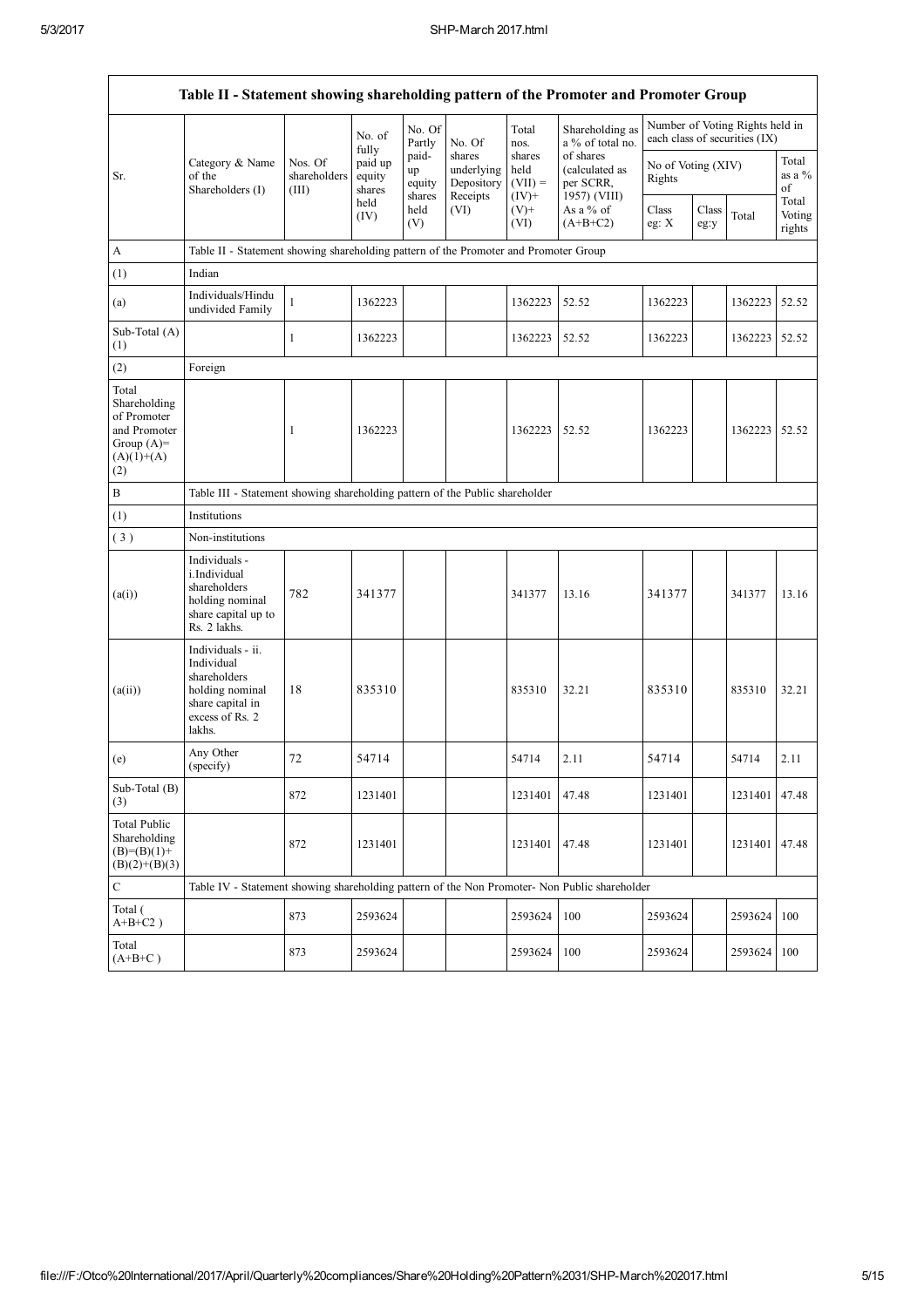| Table II - Statement showing shareholding pattern of the Promoter and Promoter Group | | | | | | | | | | | |
|---|---|---|---|---|---|---|---|---|---|---|---|
| Sr. | Category & Name of the Shareholders (I) | Nos. Of shareholders (III) | No. of fully paid up equity shares held (IV) | No. Of Partly paid-up equity shares held (V) | No. Of shares underlying Depository Receipts (VI) | Total nos. shares held (VII) = (IV)+ (V)+ (VI) | Shareholding as a % of total no. of shares (calculated as per SCRR, 1957) (VIII) As a % of (A+B+C2) | Number of Voting Rights held in each class of securities (IX) | | | |
| | | | | | | | | No of Voting (XIV) Rights | | | Total as a % of Total Voting rights |
| | | | | | | | | Class eg: X | Class eg:y | Total | |
| A | Table II - Statement showing shareholding pattern of the Promoter and Promoter Group | | | | | | | | | | |
| (1) | Indian | | | | | | | | | | |
| (a) | Individuals/Hindu undivided Family | 1 | 1362223 | | | 1362223 | 52.52 | 1362223 | | 1362223 | 52.52 |
| Sub-Total (A) (1) | | 1 | 1362223 | | | 1362223 | 52.52 | 1362223 | | 1362223 | 52.52 |
| (2) | Foreign | | | | | | | | | | |
| Total Shareholding of Promoter and Promoter Group (A)= (A)(1)+(A) (2) | | 1 | 1362223 | | | 1362223 | 52.52 | 1362223 | | 1362223 | 52.52 |
| B | Table III - Statement showing shareholding pattern of the Public shareholder | | | | | | | | | | |
| (1) | Institutions | | | | | | | | | | |
| (3) | Non-institutions | | | | | | | | | | |
| (a(i)) | Individuals - i.Individual shareholders holding nominal share capital up to Rs. 2 lakhs. | 782 | 341377 | | | 341377 | 13.16 | 341377 | | 341377 | 13.16 |
| (a(ii)) | Individuals - ii. Individual shareholders holding nominal share capital in excess of Rs. 2 lakhs. | 18 | 835310 | | | 835310 | 32.21 | 835310 | | 835310 | 32.21 |
| (e) | Any Other (specify) | 72 | 54714 | | | 54714 | 2.11 | 54714 | | 54714 | 2.11 |
| Sub-Total (B) (3) | | 872 | 1231401 | | | 1231401 | 47.48 | 1231401 | | 1231401 | 47.48 |
| Total Public Shareholding (B)=(B)(1)+ (B)(2)+(B)(3) | | 872 | 1231401 | | | 1231401 | 47.48 | 1231401 | | 1231401 | 47.48 |
| C | Table IV - Statement showing shareholding pattern of the Non Promoter- Non Public shareholder | | | | | | | | | | |
| Total ( A+B+C2 ) | | 873 | 2593624 | | | 2593624 | 100 | 2593624 | | 2593624 | 100 |
| Total (A+B+C ) | | 873 | 2593624 | | | 2593624 | 100 | 2593624 | | 2593624 | 100 |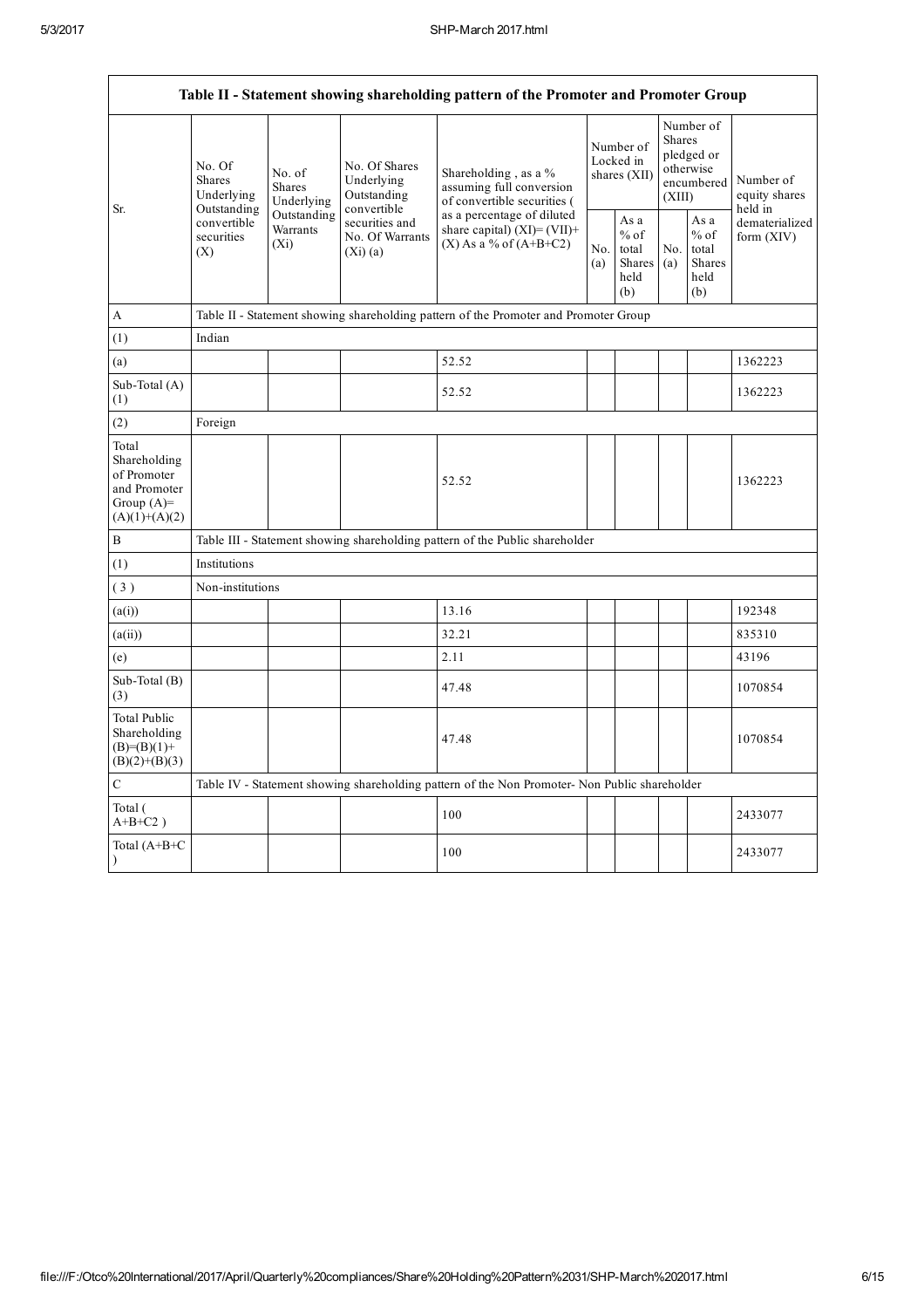| Table II - Statement showing shareholding pattern of the Promoter and Promoter Group | | | | | | | | | |
|---|---|---|---|---|---|---|---|---|---|
| Sr. | No. Of Shares Underlying Outstanding convertible securities (X) | No. of Shares Underlying Outstanding Warrants (Xi) | No. Of Shares Underlying Outstanding convertible securities and No. Of Warrants (Xi) (a) | Shareholding , as a % assuming full conversion of convertible securities ( as a percentage of diluted share capital) (XI)= (VII)+(X) As a % of (A+B+C2) | Number of Locked in shares (XII) | | Number of Shares pledged or otherwise encumbered (XIII) | | Number of equity shares held in dematerialized form (XIV) |
| | | | | | No. (a) | As a % of total Shares held (b) | No. (a) | As a % of total Shares held (b) | |
| A | Table II - Statement showing shareholding pattern of the Promoter and Promoter Group | | | | | | | | |
| (1) | Indian | | | | | | | | |
| (a) | | | | 52.52 | | | | | 1362223 |
| Sub-Total (A) (1) | | | | 52.52 | | | | | 1362223 |
| (2) | Foreign | | | | | | | | |
| Total Shareholding of Promoter and Promoter Group (A)=(A)(1)+(A)(2) | | | | 52.52 | | | | | 1362223 |
| B | Table III - Statement showing shareholding pattern of the Public shareholder | | | | | | | | |
| (1) | Institutions | | | | | | | | |
| (3) | Non-institutions | | | | | | | | |
| (a(i)) | | | | 13.16 | | | | | 192348 |
| (a(ii)) | | | | 32.21 | | | | | 835310 |
| (e) | | | | 2.11 | | | | | 43196 |
| Sub-Total (B) (3) | | | | 47.48 | | | | | 1070854 |
| Total Public Shareholding (B)=(B)(1)+(B)(2)+(B)(3) | | | | 47.48 | | | | | 1070854 |
| C | Table IV - Statement showing shareholding pattern of the Non Promoter- Non Public shareholder | | | | | | | | |
| Total ( A+B+C2 ) | | | | 100 | | | | | 2433077 |
| Total (A+B+C ) | | | | 100 | | | | | 2433077 |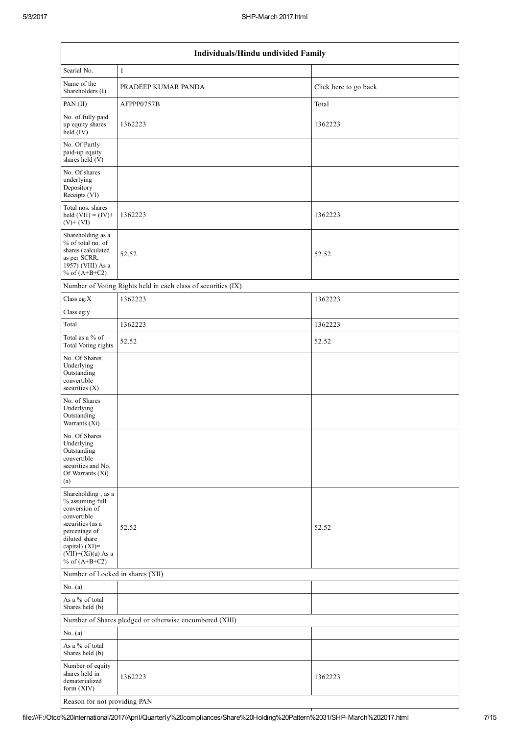| Individuals/Hindu undivided Family | | |
|---|---|---|
| Searial No. | 1 | |
| Name of the Shareholders (I) | PRADEEP KUMAR PANDA | Click here to go back |
| PAN (II) | AFPPP0757B | Total |
| No. of fully paid up equity shares held (IV) | 1362223 | 1362223 |
| No. Of Partly paid-up equity shares held (V) | | |
| No. Of shares underlying Depository Receipts (VI) | | |
| Total nos. shares held (VII) = (IV)+ (V)+ (VI) | 1362223 | 1362223 |
| Shareholding as a % of total no. of shares (calculated as per SCRR, 1957) (VIII) As a % of (A+B+C2) | 52.52 | 52.52 |
| Number of Voting Rights held in each class of securities (IX) | | |
| Class eg:X | 1362223 | 1362223 |
| Class eg:y | | |
| Total | 1362223 | 1362223 |
| Total as a % of Total Voting rights | 52.52 | 52.52 |
| No. Of Shares Underlying Outstanding convertible securities (X) | | |
| No. of Shares Underlying Outstanding Warrants (Xi) | | |
| No. Of Shares Underlying Outstanding convertible securities and No. Of Warrants (Xi) (a) | | |
| Shareholding , as a % assuming full conversion of convertible securities (as a percentage of diluted share capital) (XI)= (VII)+(Xi)(a) As a % of (A+B+C2) | 52.52 | 52.52 |
| Number of Locked in shares (XII) | | |
| No. (a) | | |
| As a % of total Shares held (b) | | |
| Number of Shares pledged or otherwise encumbered (XIII) | | |
| No. (a) | | |
| As a % of total Shares held (b) | | |
| Number of equity shares held in dematerialized form (XIV) | 1362223 | 1362223 |
| Reason for not providing PAN | | |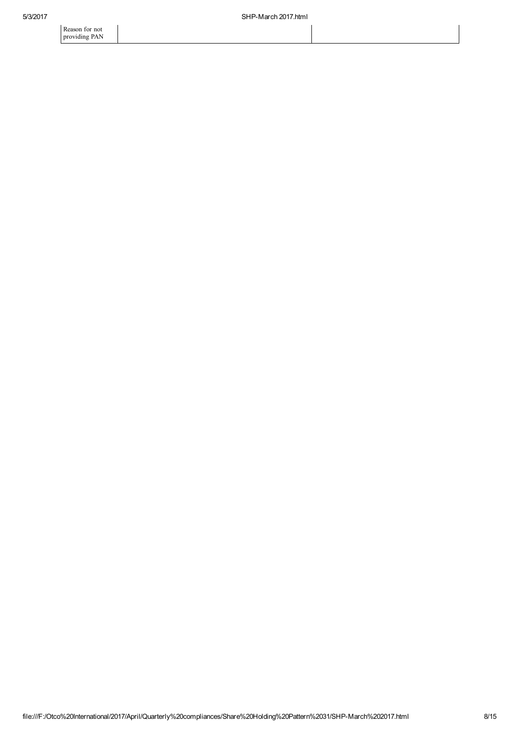| Reason for not providing PAN | | |
|---|---|---|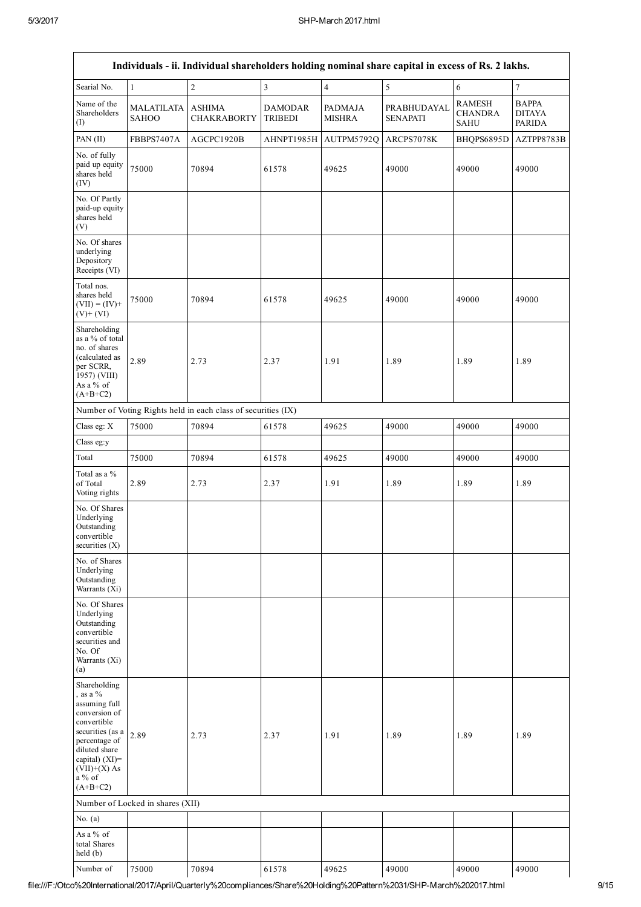| Individuals - ii. Individual shareholders holding nominal share capital in excess of Rs. 2 lakhs. | | | | | | | |
|---|---|---|---|---|---|---|---|
| Searial No. | 1 | 2 | 3 | 4 | 5 | 6 | 7 |
| Name of the Shareholders (I) | MALATILATA SAHOO | ASHIMA CHAKRABORTY | DAMODAR TRIBEDI | PADMAJA MISHRA | PRABHUDAYAL SENAPATI | RAMESH CHANDRA SAHU | BAPPA DITAYA PARIDA |
| PAN (II) | FBBPS7407A | AGCPC1920B | AHNPT1985H | AUTPM5792Q | ARCPS7078K | BHQPS6895D | AZTPP8783B |
| No. of fully paid up equity shares held (IV) | 75000 | 70894 | 61578 | 49625 | 49000 | 49000 | 49000 |
| No. Of Partly paid-up equity shares held (V) | | | | | | | |
| No. Of shares underlying Depository Receipts (VI) | | | | | | | |
| Total nos. shares held (VII) = (IV)+(V)+ (VI) | 75000 | 70894 | 61578 | 49625 | 49000 | 49000 | 49000 |
| Shareholding as a % of total no. of shares (calculated as per SCRR, 1957) (VIII) As a % of (A+B+C2) | 2.89 | 2.73 | 2.37 | 1.91 | 1.89 | 1.89 | 1.89 |
| Number of Voting Rights held in each class of securities (IX) | | | | | | | |
| Class eg: X | 75000 | 70894 | 61578 | 49625 | 49000 | 49000 | 49000 |
| Class eg:y | | | | | | | |
| Total | 75000 | 70894 | 61578 | 49625 | 49000 | 49000 | 49000 |
| Total as a % of Total Voting rights | 2.89 | 2.73 | 2.37 | 1.91 | 1.89 | 1.89 | 1.89 |
| No. Of Shares Underlying Outstanding convertible securities (X) | | | | | | | |
| No. of Shares Underlying Outstanding Warrants (Xi) | | | | | | | |
| No. Of Shares Underlying Outstanding convertible securities and No. Of Warrants (Xi) (a) | | | | | | | |
| Shareholding , as a % assuming full conversion of convertible securities (as a percentage of diluted share capital) (XI)= (VII)+(X) As a % of (A+B+C2) | 2.89 | 2.73 | 2.37 | 1.91 | 1.89 | 1.89 | 1.89 |
| Number of Locked in shares (XII) | | | | | | | |
| No. (a) | | | | | | | |
| As a % of total Shares held (b) | | | | | | | |
| Number of | 75000 | 70894 | 61578 | 49625 | 49000 | 49000 | 49000 |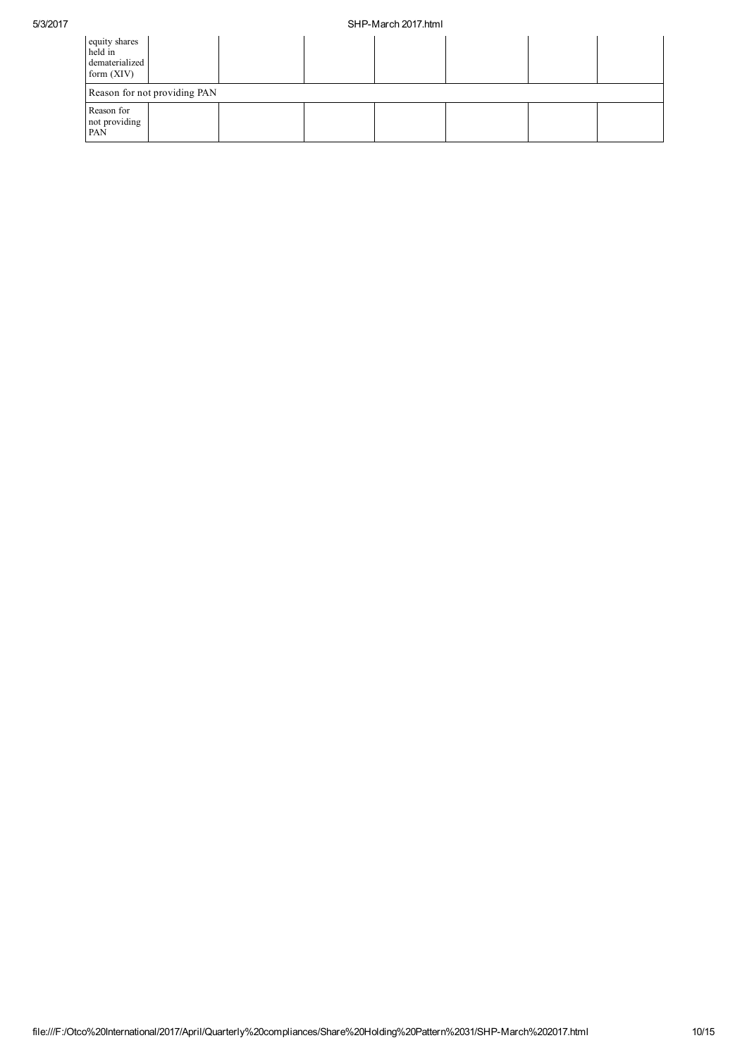| equity shares held in dematerialized form (XIV) | | | | | | |
| --- | --- | --- | --- | --- | --- | --- |
| Reason for not providing PAN | | | | | | |
| Reason for not providing PAN | | | | | | |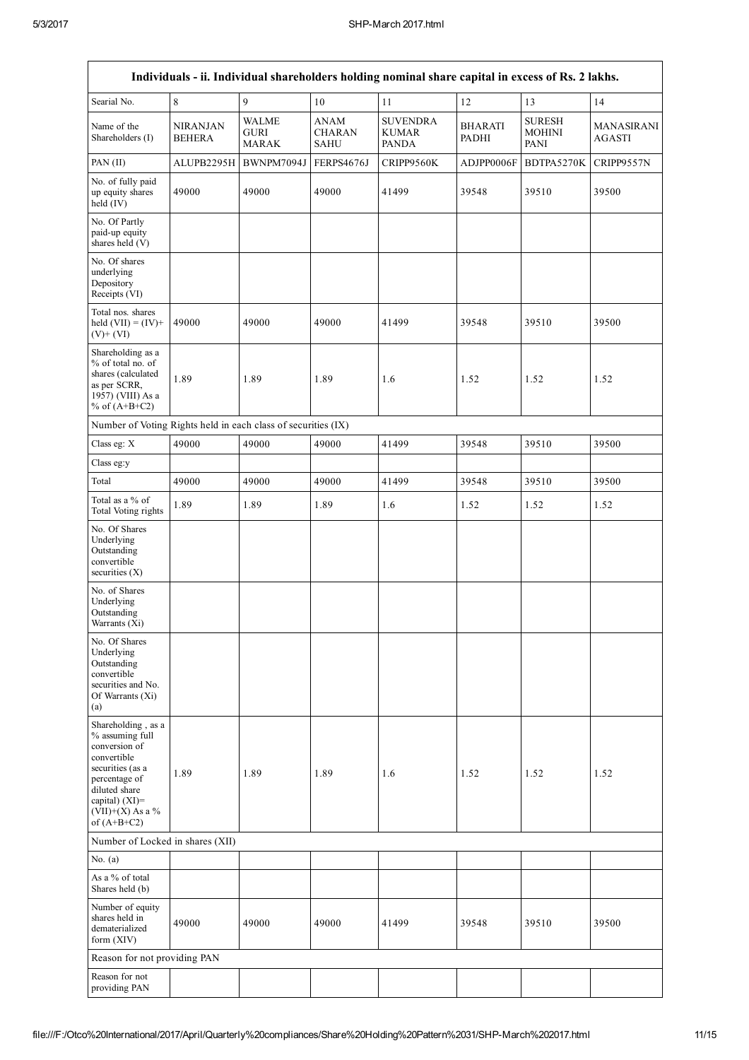| Individuals - ii. Individual shareholders holding nominal share capital in excess of Rs. 2 lakhs. | | | | | | | |
|---|---|---|---|---|---|---|---|
| Searial No. | 8 | 9 | 10 | 11 | 12 | 13 | 14 |
| Name of the Shareholders (I) | NIRANJAN BEHERA | WALME GURI MARAK | ANAM CHARAN SAHU | SUVENDRA KUMAR PANDA | BHARATI PADHI | SURESH MOHINI PANI | MANASIRANI AGASTI |
| PAN (II) | ALUPB2295H | BWNPM7094J | FERPS4676J | CRIPP9560K | ADJPP0006F | BDTPA5270K | CRIPP9557N |
| No. of fully paid up equity shares held (IV) | 49000 | 49000 | 49000 | 41499 | 39548 | 39510 | 39500 |
| No. Of Partly paid-up equity shares held (V) | | | | | | | |
| No. Of shares underlying Depository Receipts (VI) | | | | | | | |
| Total nos. shares held (VII) = (IV)+ (V)+ (VI) | 49000 | 49000 | 49000 | 41499 | 39548 | 39510 | 39500 |
| Shareholding as a % of total no. of shares (calculated as per SCRR, 1957) (VIII) As a % of (A+B+C2) | 1.89 | 1.89 | 1.89 | 1.6 | 1.52 | 1.52 | 1.52 |
| Number of Voting Rights held in each class of securities (IX) | | | | | | | |
| Class eg: X | 49000 | 49000 | 49000 | 41499 | 39548 | 39510 | 39500 |
| Class eg:y | | | | | | | |
| Total | 49000 | 49000 | 49000 | 41499 | 39548 | 39510 | 39500 |
| Total as a % of Total Voting rights | 1.89 | 1.89 | 1.89 | 1.6 | 1.52 | 1.52 | 1.52 |
| No. Of Shares Underlying Outstanding convertible securities (X) | | | | | | | |
| No. of Shares Underlying Outstanding Warrants (Xi) | | | | | | | |
| No. Of Shares Underlying Outstanding convertible securities and No. Of Warrants (Xi) (a) | | | | | | | |
| Shareholding , as a % assuming full conversion of convertible securities (as a percentage of diluted share capital) (XI)= (VII)+(X) As a % of (A+B+C2) | 1.89 | 1.89 | 1.89 | 1.6 | 1.52 | 1.52 | 1.52 |
| Number of Locked in shares (XII) | | | | | | | |
| No. (a) | | | | | | | |
| As a % of total Shares held (b) | | | | | | | |
| Number of equity shares held in dematerialized form (XIV) | 49000 | 49000 | 49000 | 41499 | 39548 | 39510 | 39500 |
| Reason for not providing PAN | | | | | | | |
| Reason for not providing PAN | | | | | | | |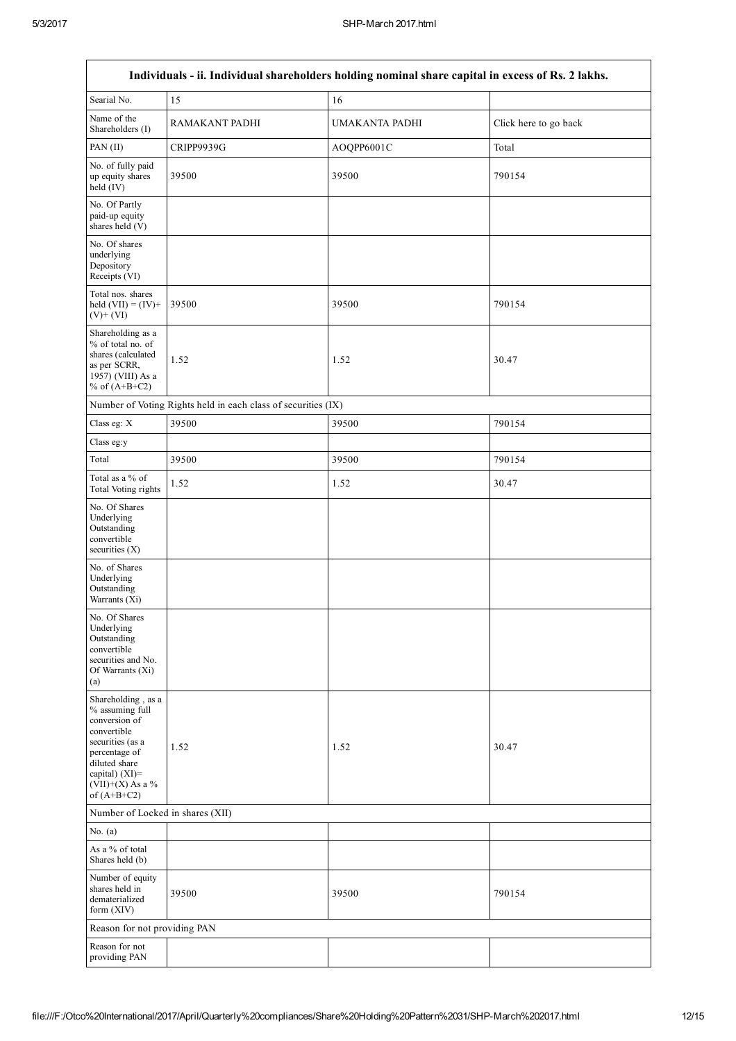| Individuals - ii. Individual shareholders holding nominal share capital in excess of Rs. 2 lakhs. | | | |
|---|---|---|---|
| Searial No. | 15 | 16 | |
| Name of the Shareholders (I) | RAMAKANT PADHI | UMAKANTA PADHI | Click here to go back |
| PAN (II) | CRIPP9939G | AOQPP6001C | Total |
| No. of fully paid up equity shares held (IV) | 39500 | 39500 | 790154 |
| No. Of Partly paid-up equity shares held (V) | | | |
| No. Of shares underlying Depository Receipts (VI) | | | |
| Total nos. shares held (VII) = (IV)+ (V)+ (VI) | 39500 | 39500 | 790154 |
| Shareholding as a % of total no. of shares (calculated as per SCRR, 1957) (VIII) As a % of (A+B+C2) | 1.52 | 1.52 | 30.47 |
| Number of Voting Rights held in each class of securities (IX) | | | |
| Class eg: X | 39500 | 39500 | 790154 |
| Class eg:y | | | |
| Total | 39500 | 39500 | 790154 |
| Total as a % of Total Voting rights | 1.52 | 1.52 | 30.47 |
| No. Of Shares Underlying Outstanding convertible securities (X) | | | |
| No. of Shares Underlying Outstanding Warrants (Xi) | | | |
| No. Of Shares Underlying Outstanding convertible securities and No. Of Warrants (Xi) (a) | | | |
| Shareholding , as a % assuming full conversion of convertible securities (as a percentage of diluted share capital) (XI)= (VII)+(X) As a % of (A+B+C2) | 1.52 | 1.52 | 30.47 |
| Number of Locked in shares (XII) | | | |
| No. (a) | | | |
| As a % of total Shares held (b) | | | |
| Number of equity shares held in dematerialized form (XIV) | 39500 | 39500 | 790154 |
| Reason for not providing PAN | | | |
| Reason for not providing PAN | | | |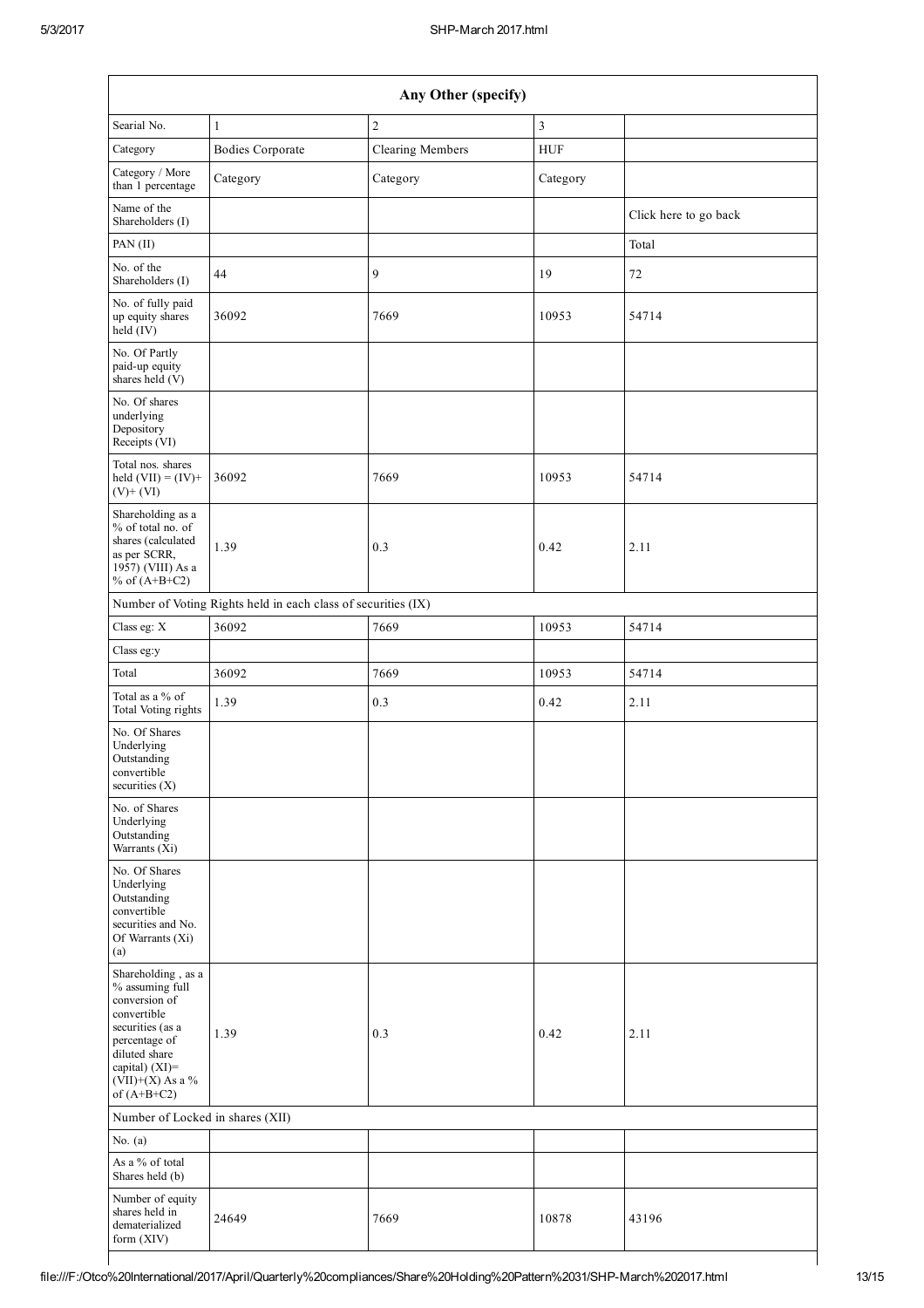| Any Other (specify) | | | | |
|---|---|---|---|---|
| Searial No. | 1 | 2 | 3 | |
| Category | Bodies Corporate | Clearing Members | HUF | |
| Category / More than 1 percentage | Category | Category | Category | |
| Name of the Shareholders (I) | | | | Click here to go back |
| PAN (II) | | | | Total |
| No. of the Shareholders (I) | 44 | 9 | 19 | 72 |
| No. of fully paid up equity shares held (IV) | 36092 | 7669 | 10953 | 54714 |
| No. Of Partly paid-up equity shares held (V) | | | | |
| No. Of shares underlying Depository Receipts (VI) | | | | |
| Total nos. shares held (VII) = (IV)+ (V)+ (VI) | 36092 | 7669 | 10953 | 54714 |
| Shareholding as a % of total no. of shares (calculated as per SCRR, 1957) (VIII) As a % of (A+B+C2) | 1.39 | 0.3 | 0.42 | 2.11 |
| Number of Voting Rights held in each class of securities (IX) | | | | |
| Class eg: X | 36092 | 7669 | 10953 | 54714 |
| Class eg:y | | | | |
| Total | 36092 | 7669 | 10953 | 54714 |
| Total as a % of Total Voting rights | 1.39 | 0.3 | 0.42 | 2.11 |
| No. Of Shares Underlying Outstanding convertible securities (X) | | | | |
| No. of Shares Underlying Outstanding Warrants (Xi) | | | | |
| No. Of Shares Underlying Outstanding convertible securities and No. Of Warrants (Xi) (a) | | | | |
| Shareholding , as a % assuming full conversion of convertible securities (as a percentage of diluted share capital) (XI)= (VII)+(X) As a % of (A+B+C2) | 1.39 | 0.3 | 0.42 | 2.11 |
| Number of Locked in shares (XII) | | | | |
| No. (a) | | | | |
| As a % of total Shares held (b) | | | | |
| Number of equity shares held in dematerialized form (XIV) | 24649 | 7669 | 10878 | 43196 |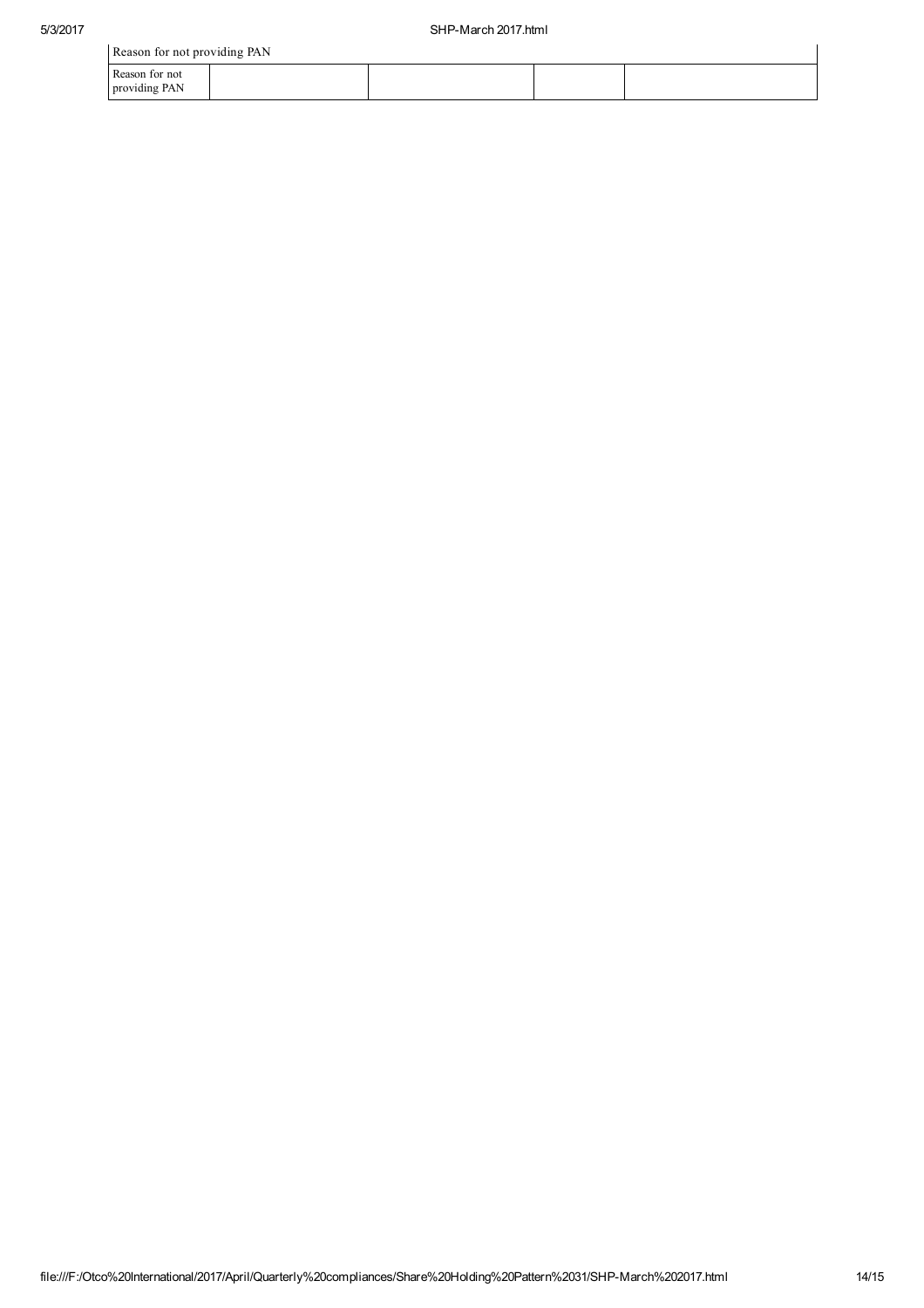| Reason for not providing PAN | | | | |
| --- | --- | --- | --- | --- |
| Reason for not providing PAN | | | | |